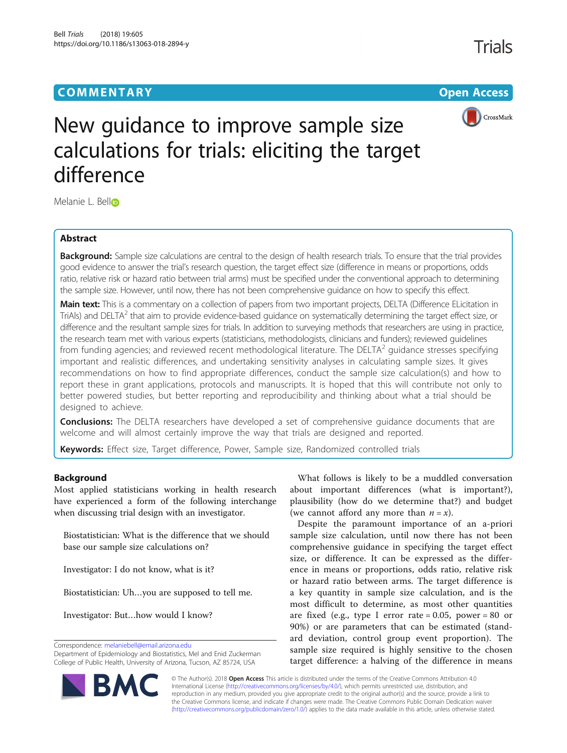COMMENTARY

Open Access

# New guidance to improve sample size calculations for trials: eliciting the target difference

Melanie L. Bell

## Abstract

**Background:** Sample size calculations are central to the design of health research trials. To ensure that the trial provides good evidence to answer the trial's research question, the target effect size (difference in means or proportions, odds ratio, relative risk or hazard ratio between trial arms) must be specified under the conventional approach to determining the sample size. However, until now, there has not been comprehensive guidance on how to specify this effect.

**Main text:** This is a commentary on a collection of papers from two important projects, DELTA (Difference ELicitation in TriAls) and DELTA$^2$ that aim to provide evidence-based guidance on systematically determining the target effect size, or difference and the resultant sample sizes for trials. In addition to surveying methods that researchers are using in practice, the research team met with various experts (statisticians, methodologists, clinicians and funders); reviewed guidelines from funding agencies; and reviewed recent methodological literature. The DELTA$^2$ guidance stresses specifying important and realistic differences, and undertaking sensitivity analyses in calculating sample sizes. It gives recommendations on how to find appropriate differences, conduct the sample size calculation(s) and how to report these in grant applications, protocols and manuscripts. It is hoped that this will contribute not only to better powered studies, but better reporting and reproducibility and thinking about what a trial should be designed to achieve.

**Conclusions:** The DELTA researchers have developed a set of comprehensive guidance documents that are welcome and will almost certainly improve the way that trials are designed and reported.

**Keywords:** Effect size, Target difference, Power, Sample size, Randomized controlled trials

## Background

Most applied statisticians working in health research have experienced a form of the following interchange when discussing trial design with an investigator.

Biostatistician: What is the difference that we should base our sample size calculations on?

Investigator: I do not know, what is it?

Biostatistician: Uh…you are supposed to tell me.

Investigator: But…how would I know?

What follows is likely to be a muddled conversation about important differences (what is important?), plausibility (how do we determine that?) and budget (we cannot afford any more than $n = x$).

Despite the paramount importance of an a-priori sample size calculation, until now there has not been comprehensive guidance in specifying the target effect size, or difference. It can be expressed as the difference in means or proportions, odds ratio, relative risk or hazard ratio between arms. The target difference is a key quantity in sample size calculation, and is the most difficult to determine, as most other quantities are fixed (e.g., type I error rate = 0.05, power = 80 or 90%) or are parameters that can be estimated (standard deviation, control group event proportion). The sample size required is highly sensitive to the chosen target difference: a halving of the difference in means

Correspondence: melaniebell@email.arizona.edu
Department of Epidemiology and Biostatistics, Mel and Enid Zuckerman College of Public Health, University of Arizona, Tucson, AZ 85724, USA

© The Author(s). 2018 **Open Access** This article is distributed under the terms of the Creative Commons Attribution 4.0 International License (http://creativecommons.org/licenses/by/4.0/), which permits unrestricted use, distribution, and reproduction in any medium, provided you give appropriate credit to the original author(s) and the source, provide a link to the Creative Commons license, and indicate if changes were made. The Creative Commons Public Domain Dedication waiver (http://creativecommons.org/publicdomain/zero/1.0/) applies to the data made available in this article, unless otherwise stated.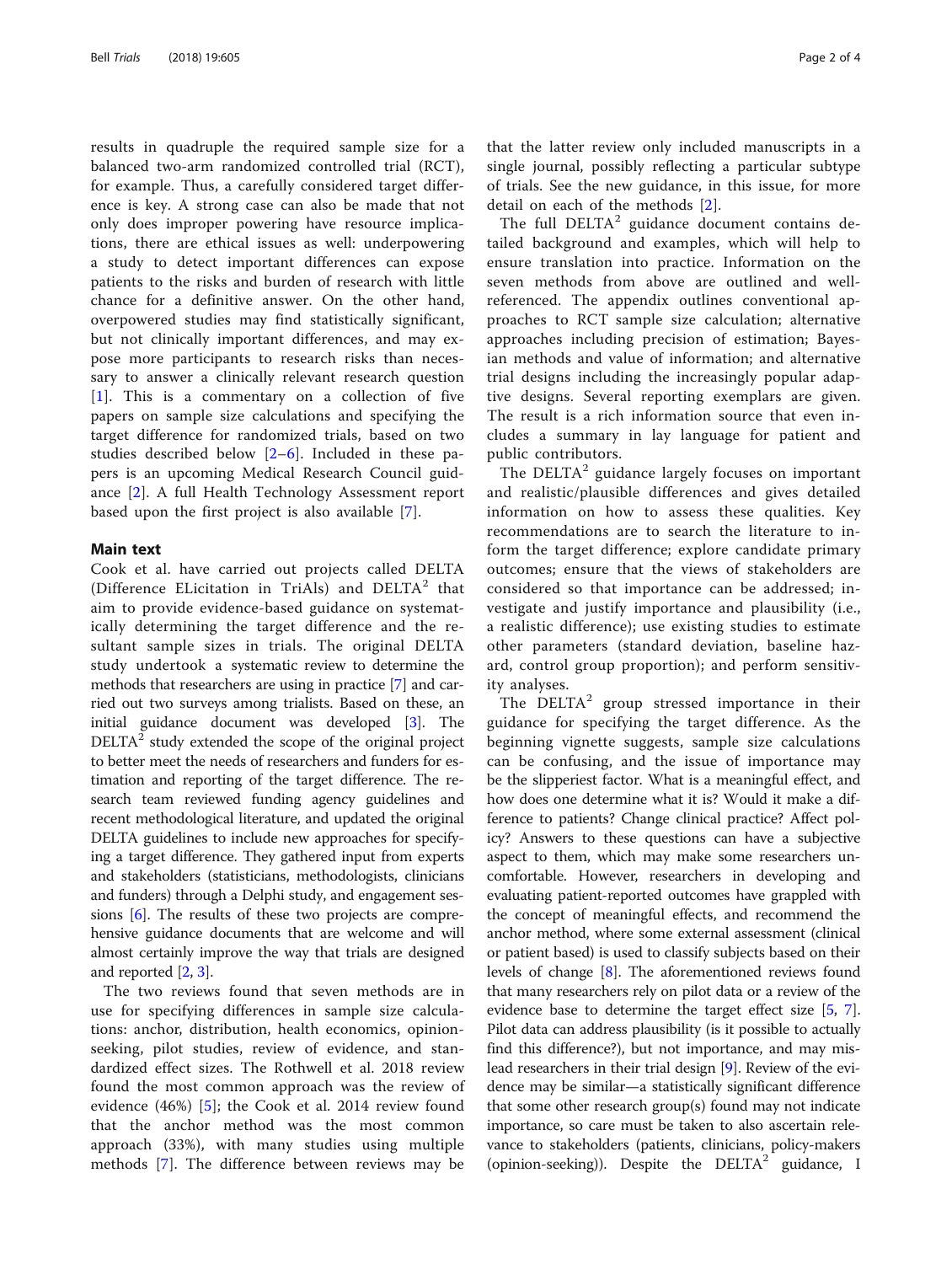results in quadruple the required sample size for a balanced two-arm randomized controlled trial (RCT), for example. Thus, a carefully considered target difference is key. A strong case can also be made that not only does improper powering have resource implications, there are ethical issues as well: underpowering a study to detect important differences can expose patients to the risks and burden of research with little chance for a definitive answer. On the other hand, overpowered studies may find statistically significant, but not clinically important differences, and may expose more participants to research risks than necessary to answer a clinically relevant research question [1]. This is a commentary on a collection of five papers on sample size calculations and specifying the target difference for randomized trials, based on two studies described below [2–6]. Included in these papers is an upcoming Medical Research Council guidance [2]. A full Health Technology Assessment report based upon the first project is also available [7].

## Main text

Cook et al. have carried out projects called DELTA (Difference ELicitation in TriAls) and DELTA$^2$ that aim to provide evidence-based guidance on systematically determining the target difference and the resultant sample sizes in trials. The original DELTA study undertook a systematic review to determine the methods that researchers are using in practice [7] and carried out two surveys among trialists. Based on these, an initial guidance document was developed [3]. The DELTA$^2$ study extended the scope of the original project to better meet the needs of researchers and funders for estimation and reporting of the target difference. The research team reviewed funding agency guidelines and recent methodological literature, and updated the original DELTA guidelines to include new approaches for specifying a target difference. They gathered input from experts and stakeholders (statisticians, methodologists, clinicians and funders) through a Delphi study, and engagement sessions [6]. The results of these two projects are comprehensive guidance documents that are welcome and will almost certainly improve the way that trials are designed and reported [2, 3].

The two reviews found that seven methods are in use for specifying differences in sample size calculations: anchor, distribution, health economics, opinion-seeking, pilot studies, review of evidence, and standardized effect sizes. The Rothwell et al. 2018 review found the most common approach was the review of evidence (46%) [5]; the Cook et al. 2014 review found that the anchor method was the most common approach (33%), with many studies using multiple methods [7]. The difference between reviews may be that the latter review only included manuscripts in a single journal, possibly reflecting a particular subtype of trials. See the new guidance, in this issue, for more detail on each of the methods [2].

The full DELTA$^2$ guidance document contains detailed background and examples, which will help to ensure translation into practice. Information on the seven methods from above are outlined and well-referenced. The appendix outlines conventional approaches to RCT sample size calculation; alternative approaches including precision of estimation; Bayesian methods and value of information; and alternative trial designs including the increasingly popular adaptive designs. Several reporting exemplars are given. The result is a rich information source that even includes a summary in lay language for patient and public contributors.

The DELTA$^2$ guidance largely focuses on important and realistic/plausible differences and gives detailed information on how to assess these qualities. Key recommendations are to search the literature to inform the target difference; explore candidate primary outcomes; ensure that the views of stakeholders are considered so that importance can be addressed; investigate and justify importance and plausibility (i.e., a realistic difference); use existing studies to estimate other parameters (standard deviation, baseline hazard, control group proportion); and perform sensitivity analyses.

The DELTA$^2$ group stressed importance in their guidance for specifying the target difference. As the beginning vignette suggests, sample size calculations can be confusing, and the issue of importance may be the slipperiest factor. What is a meaningful effect, and how does one determine what it is? Would it make a difference to patients? Change clinical practice? Affect policy? Answers to these questions can have a subjective aspect to them, which may make some researchers uncomfortable. However, researchers in developing and evaluating patient-reported outcomes have grappled with the concept of meaningful effects, and recommend the anchor method, where some external assessment (clinical or patient based) is used to classify subjects based on their levels of change [8]. The aforementioned reviews found that many researchers rely on pilot data or a review of the evidence base to determine the target effect size [5, 7]. Pilot data can address plausibility (is it possible to actually find this difference?), but not importance, and may mislead researchers in their trial design [9]. Review of the evidence may be similar—a statistically significant difference that some other research group(s) found may not indicate importance, so care must be taken to also ascertain relevance to stakeholders (patients, clinicians, policy-makers (opinion-seeking)). Despite the DELTA$^2$ guidance, I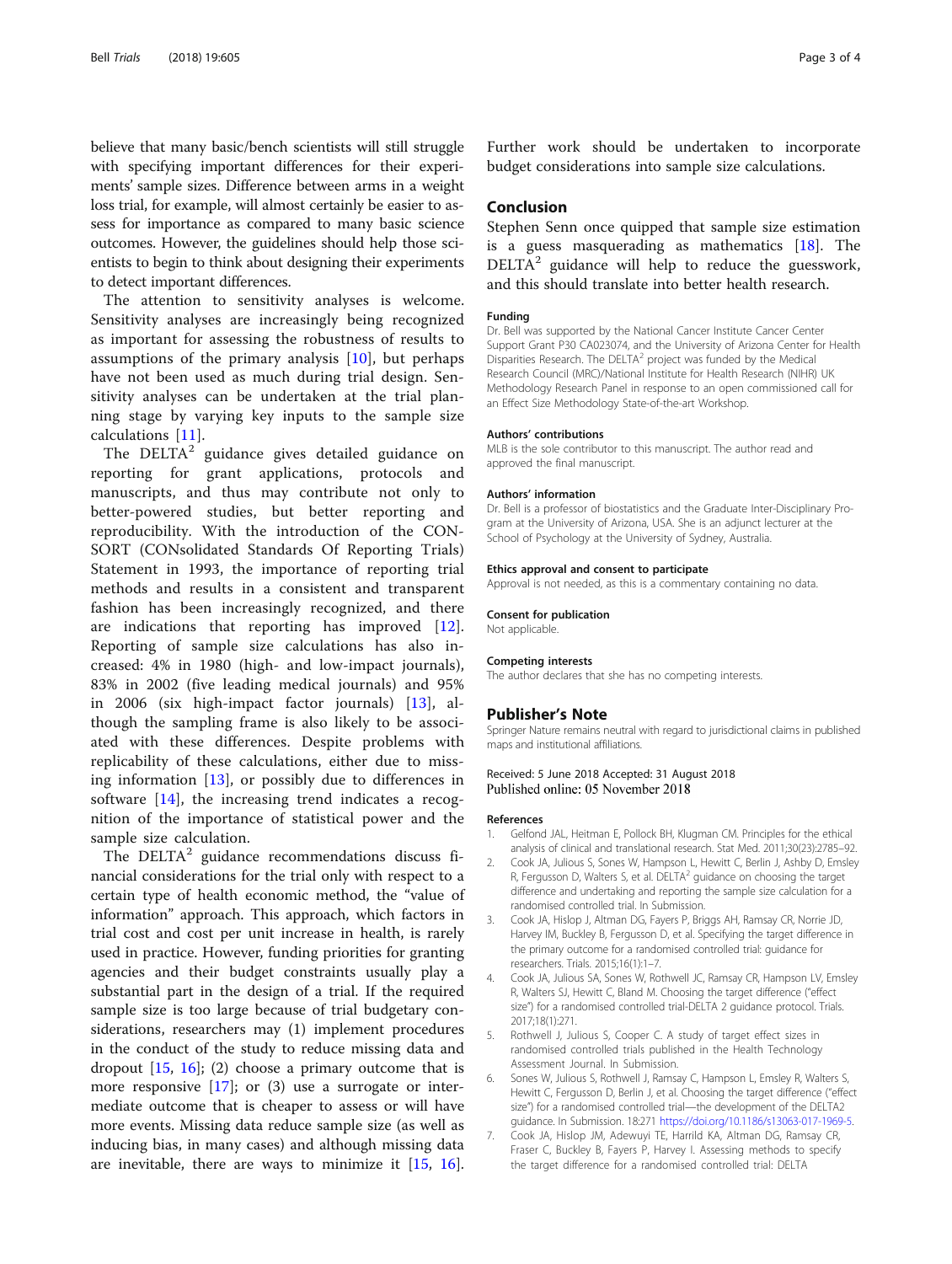believe that many basic/bench scientists will still struggle with specifying important differences for their experiments' sample sizes. Difference between arms in a weight loss trial, for example, will almost certainly be easier to assess for importance as compared to many basic science outcomes. However, the guidelines should help those scientists to begin to think about designing their experiments to detect important differences.

The attention to sensitivity analyses is welcome. Sensitivity analyses are increasingly being recognized as important for assessing the robustness of results to assumptions of the primary analysis [10], but perhaps have not been used as much during trial design. Sensitivity analyses can be undertaken at the trial planning stage by varying key inputs to the sample size calculations [11].

The DELTA$^2$ guidance gives detailed guidance on reporting for grant applications, protocols and manuscripts, and thus may contribute not only to better-powered studies, but better reporting and reproducibility. With the introduction of the CONSORT (CONsolidated Standards Of Reporting Trials) Statement in 1993, the importance of reporting trial methods and results in a consistent and transparent fashion has been increasingly recognized, and there are indications that reporting has improved [12]. Reporting of sample size calculations has also increased: 4% in 1980 (high- and low-impact journals), 83% in 2002 (five leading medical journals) and 95% in 2006 (six high-impact factor journals) [13], although the sampling frame is also likely to be associated with these differences. Despite problems with replicability of these calculations, either due to missing information [13], or possibly due to differences in software [14], the increasing trend indicates a recognition of the importance of statistical power and the sample size calculation.

The DELTA$^2$ guidance recommendations discuss financial considerations for the trial only with respect to a certain type of health economic method, the "value of information" approach. This approach, which factors in trial cost and cost per unit increase in health, is rarely used in practice. However, funding priorities for granting agencies and their budget constraints usually play a substantial part in the design of a trial. If the required sample size is too large because of trial budgetary considerations, researchers may (1) implement procedures in the conduct of the study to reduce missing data and dropout [15, 16]; (2) choose a primary outcome that is more responsive [17]; or (3) use a surrogate or intermediate outcome that is cheaper to assess or will have more events. Missing data reduce sample size (as well as inducing bias, in many cases) and although missing data are inevitable, there are ways to minimize it [15, 16]. Further work should be undertaken to incorporate budget considerations into sample size calculations.

## Conclusion

Stephen Senn once quipped that sample size estimation is a guess masquerading as mathematics [18]. The DELTA$^2$ guidance will help to reduce the guesswork, and this should translate into better health research.

#### Funding

Dr. Bell was supported by the National Cancer Institute Cancer Center Support Grant P30 CA023074, and the University of Arizona Center for Health Disparities Research. The DELTA$^2$ project was funded by the Medical Research Council (MRC)/National Institute for Health Research (NIHR) UK Methodology Research Panel in response to an open commissioned call for an Effect Size Methodology State-of-the-art Workshop.

#### Authors' contributions

MLB is the sole contributor to this manuscript. The author read and approved the final manuscript.

#### Authors' information

Dr. Bell is a professor of biostatistics and the Graduate Inter-Disciplinary Program at the University of Arizona, USA. She is an adjunct lecturer at the School of Psychology at the University of Sydney, Australia.

#### Ethics approval and consent to participate

Approval is not needed, as this is a commentary containing no data.

#### Consent for publication

Not applicable.

#### Competing interests

The author declares that she has no competing interests.

## Publisher's Note

Springer Nature remains neutral with regard to jurisdictional claims in published maps and institutional affiliations.

Received: 5 June 2018 Accepted: 31 August 2018
Published online: 05 November 2018

#### References

1. Gelfond JAL, Heitman E, Pollock BH, Klugman CM. Principles for the ethical analysis of clinical and translational research. Stat Med. 2011;30(23):2785–92.
2. Cook JA, Julious S, Sones W, Hampson L, Hewitt C, Berlin J, Ashby D, Emsley R, Fergusson D, Walters S, et al. DELTA$^2$ guidance on choosing the target difference and undertaking and reporting the sample size calculation for a randomised controlled trial. In Submission.
3. Cook JA, Hislop J, Altman DG, Fayers P, Briggs AH, Ramsay CR, Norrie JD, Harvey IM, Buckley B, Fergusson D, et al. Specifying the target difference in the primary outcome for a randomised controlled trial: guidance for researchers. Trials. 2015;16(1):1–7.
4. Cook JA, Julious SA, Sones W, Rothwell JC, Ramsay CR, Hampson LV, Emsley R, Walters SJ, Hewitt C, Bland M. Choosing the target difference ("effect size") for a randomised controlled trial-DELTA 2 guidance protocol. Trials. 2017;18(1):271.
5. Rothwell J, Julious S, Cooper C. A study of target effect sizes in randomised controlled trials published in the Health Technology Assessment Journal. In Submission.
6. Sones W, Julious S, Rothwell J, Ramsay C, Hampson L, Emsley R, Walters S, Hewitt C, Fergusson D, Berlin J, et al. Choosing the target difference ("effect size") for a randomised controlled trial—the development of the DELTA2 guidance. In Submission. 18:271 https://doi.org/10.1186/s13063-017-1969-5.
7. Cook JA, Hislop JM, Adewuyi TE, Harrild KA, Altman DG, Ramsay CR, Fraser C, Buckley B, Fayers P, Harvey I. Assessing methods to specify the target difference for a randomised controlled trial: DELTA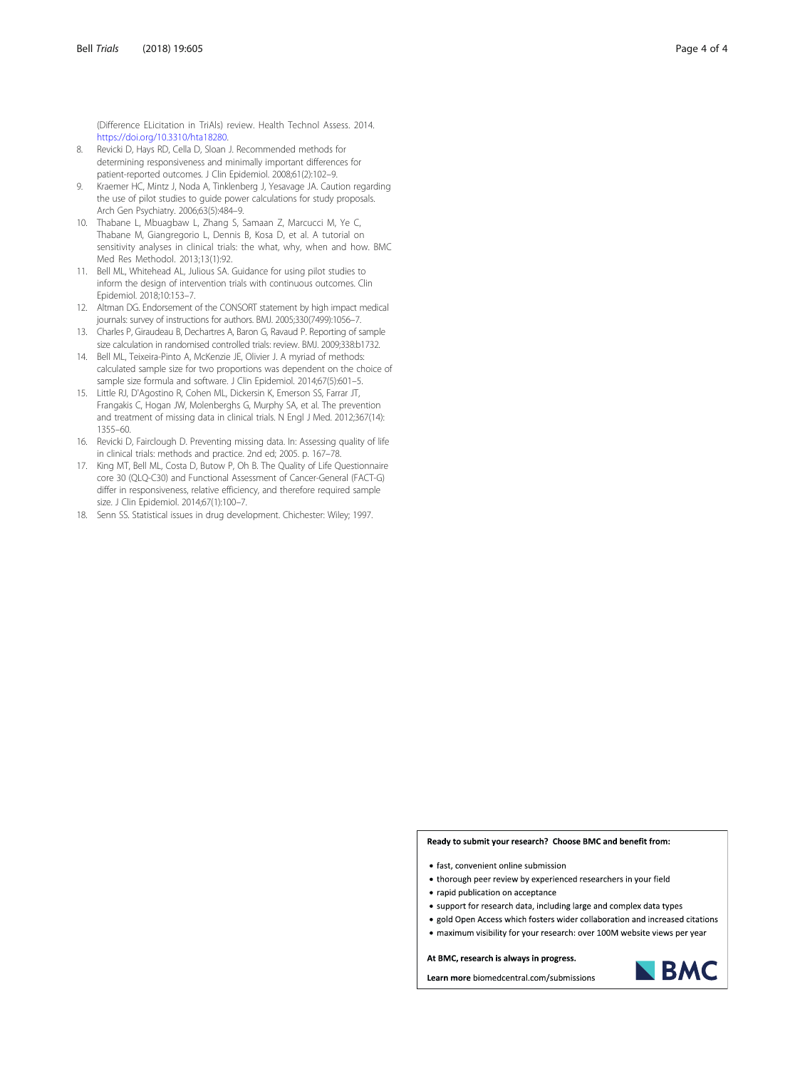(Difference ELicitation in TriAls) review. Health Technol Assess. 2014. https://doi.org/10.3310/hta18280.

8. Revicki D, Hays RD, Cella D, Sloan J. Recommended methods for determining responsiveness and minimally important differences for patient-reported outcomes. J Clin Epidemiol. 2008;61(2):102–9.
9. Kraemer HC, Mintz J, Noda A, Tinklenberg J, Yesavage JA. Caution regarding the use of pilot studies to guide power calculations for study proposals. Arch Gen Psychiatry. 2006;63(5):484–9.
10. Thabane L, Mbuagbaw L, Zhang S, Samaan Z, Marcucci M, Ye C, Thabane M, Giangregorio L, Dennis B, Kosa D, et al. A tutorial on sensitivity analyses in clinical trials: the what, why, when and how. BMC Med Res Methodol. 2013;13(1):92.
11. Bell ML, Whitehead AL, Julious SA. Guidance for using pilot studies to inform the design of intervention trials with continuous outcomes. Clin Epidemiol. 2018;10:153–7.
12. Altman DG. Endorsement of the CONSORT statement by high impact medical journals: survey of instructions for authors. BMJ. 2005;330(7499):1056–7.
13. Charles P, Giraudeau B, Dechartres A, Baron G, Ravaud P. Reporting of sample size calculation in randomised controlled trials: review. BMJ. 2009;338:b1732.
14. Bell ML, Teixeira-Pinto A, McKenzie JE, Olivier J. A myriad of methods: calculated sample size for two proportions was dependent on the choice of sample size formula and software. J Clin Epidemiol. 2014;67(5):601–5.
15. Little RJ, D'Agostino R, Cohen ML, Dickersin K, Emerson SS, Farrar JT, Frangakis C, Hogan JW, Molenberghs G, Murphy SA, et al. The prevention and treatment of missing data in clinical trials. N Engl J Med. 2012;367(14):1355–60.
16. Revicki D, Fairclough D. Preventing missing data. In: Assessing quality of life in clinical trials: methods and practice. 2nd ed; 2005. p. 167–78.
17. King MT, Bell ML, Costa D, Butow P, Oh B. The Quality of Life Questionnaire core 30 (QLQ-C30) and Functional Assessment of Cancer-General (FACT-G) differ in responsiveness, relative efficiency, and therefore required sample size. J Clin Epidemiol. 2014;67(1):100–7.
18. Senn SS. Statistical issues in drug development. Chichester: Wiley; 1997.

**Ready to submit your research? Choose BMC and benefit from:**

- fast, convenient online submission
- thorough peer review by experienced researchers in your field
- rapid publication on acceptance
- support for research data, including large and complex data types
- gold Open Access which fosters wider collaboration and increased citations
- maximum visibility for your research: over 100M website views per year

**At BMC, research is always in progress.**

**Learn more** biomedcentral.com/submissions

BMC